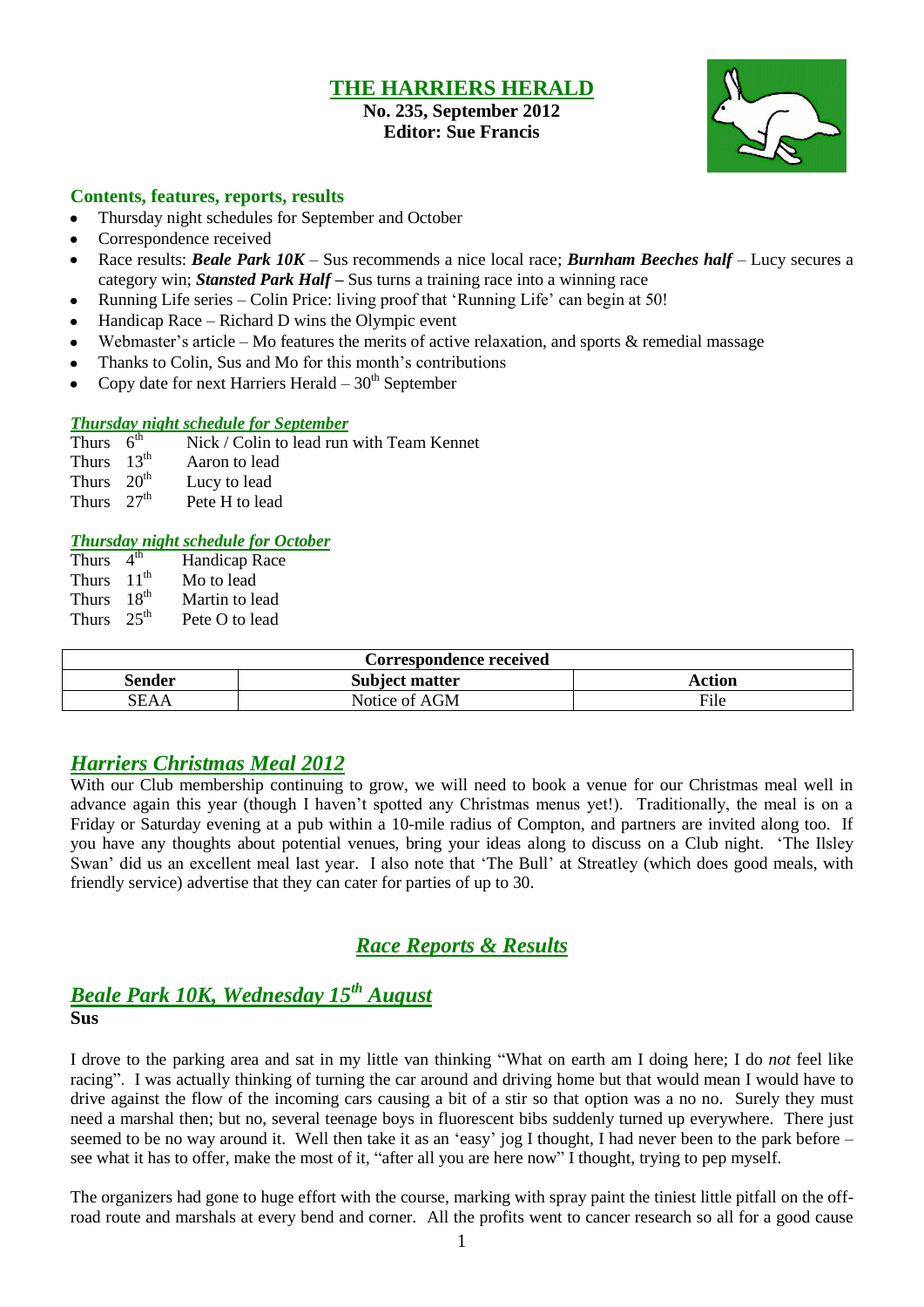# THE HARRIERS HERALD

**No. 235, September 2012**
**Editor: Sue Francis**

### Contents, features, reports, results

- Thursday night schedules for September and October
- Correspondence received
- Race results: ***Beale Park 10K*** – Sus recommends a nice local race; ***Burnham Beeches half*** – Lucy secures a category win; ***Stansted Park Half*** **–** Sus turns a training race into a winning race
- Running Life series – Colin Price: living proof that 'Running Life' can begin at 50!
- Handicap Race – Richard D wins the Olympic event
- Webmaster's article – Mo features the merits of active relaxation, and sports & remedial massage
- Thanks to Colin, Sus and Mo for this month's contributions
- Copy date for next Harriers Herald – 30th September

#### *Thursday night schedule for September*

| | |
|---|---|
| Thurs 6th | Nick / Colin to lead run with Team Kennet |
| Thurs 13th | Aaron to lead |
| Thurs 20th | Lucy to lead |
| Thurs 27th | Pete H to lead |

#### *Thursday night schedule for October*

| | |
|---|---|
| Thurs 4th | Handicap Race |
| Thurs 11th | Mo to lead |
| Thurs 18th | Martin to lead |
| Thurs 25th | Pete O to lead |

| Correspondence received | | |
|---|---|---|
| **Sender** | **Subject matter** | **Action** |
| SEAA | Notice of AGM | File |

## *Harriers Christmas Meal 2012*

With our Club membership continuing to grow, we will need to book a venue for our Christmas meal well in advance again this year (though I haven't spotted any Christmas menus yet!). Traditionally, the meal is on a Friday or Saturday evening at a pub within a 10-mile radius of Compton, and partners are invited along too. If you have any thoughts about potential venues, bring your ideas along to discuss on a Club night. 'The Ilsley Swan' did us an excellent meal last year. I also note that 'The Bull' at Streatley (which does good meals, with friendly service) advertise that they can cater for parties of up to 30.

## *Race Reports & Results*

## *Beale Park 10K, Wednesday 15th August*

**Sus**

I drove to the parking area and sat in my little van thinking "What on earth am I doing here; I do *not* feel like racing". I was actually thinking of turning the car around and driving home but that would mean I would have to drive against the flow of the incoming cars causing a bit of a stir so that option was a no no. Surely they must need a marshal then; but no, several teenage boys in fluorescent bibs suddenly turned up everywhere. There just seemed to be no way around it. Well then take it as an 'easy' jog I thought, I had never been to the park before – see what it has to offer, make the most of it, "after all you are here now" I thought, trying to pep myself.

The organizers had gone to huge effort with the course, marking with spray paint the tiniest little pitfall on the off-road route and marshals at every bend and corner. All the profits went to cancer research so all for a good cause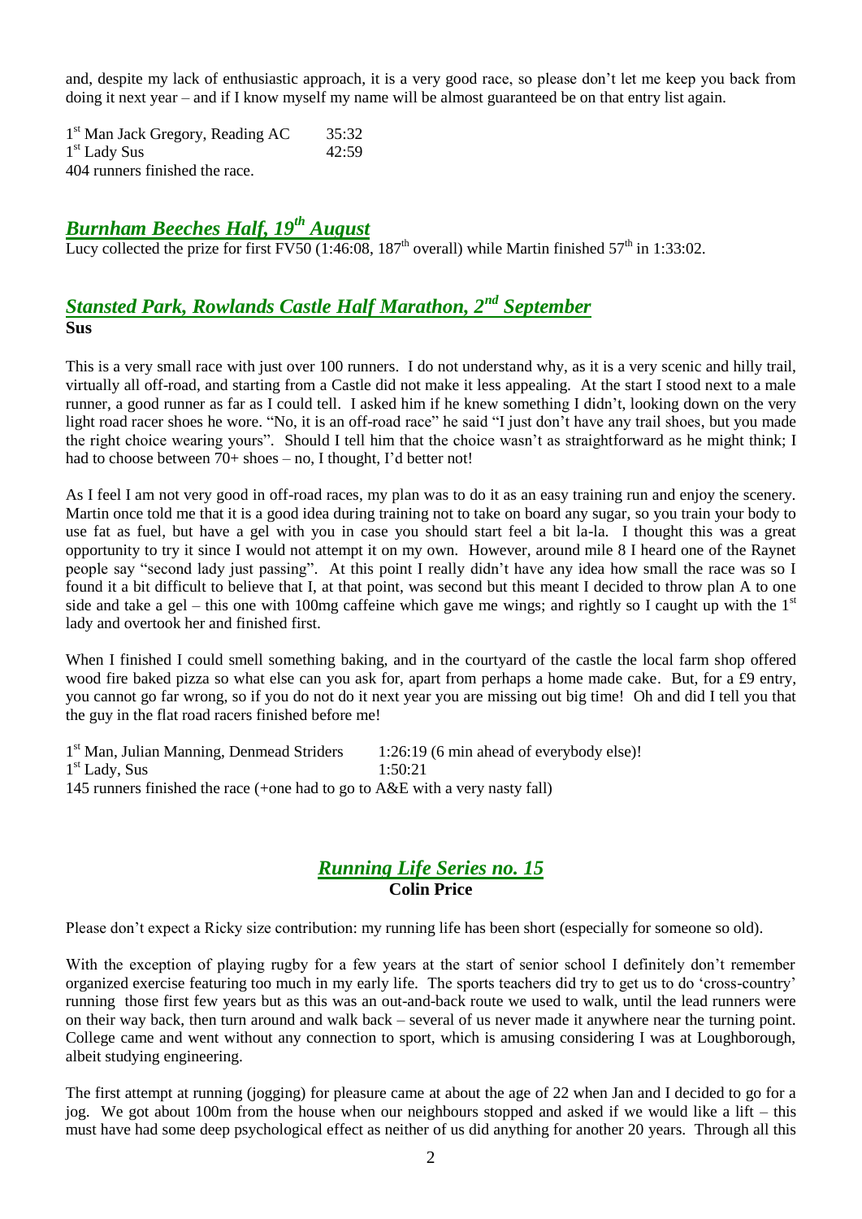and, despite my lack of enthusiastic approach, it is a very good race, so please don't let me keep you back from doing it next year – and if I know myself my name will be almost guaranteed be on that entry list again.

1st Man Jack Gregory, Reading AC 35:32
1st Lady Sus 42:59
404 runners finished the race.

## *Burnham Beeches Half, 19th August*

Lucy collected the prize for first FV50 (1:46:08, 187th overall) while Martin finished 57th in 1:33:02.

## *Stansted Park, Rowlands Castle Half Marathon, 2nd September*

**Sus**

This is a very small race with just over 100 runners. I do not understand why, as it is a very scenic and hilly trail, virtually all off-road, and starting from a Castle did not make it less appealing. At the start I stood next to a male runner, a good runner as far as I could tell. I asked him if he knew something I didn't, looking down on the very light road racer shoes he wore. "No, it is an off-road race" he said "I just don't have any trail shoes, but you made the right choice wearing yours". Should I tell him that the choice wasn't as straightforward as he might think; I had to choose between 70+ shoes – no, I thought, I'd better not!

As I feel I am not very good in off-road races, my plan was to do it as an easy training run and enjoy the scenery. Martin once told me that it is a good idea during training not to take on board any sugar, so you train your body to use fat as fuel, but have a gel with you in case you should start feel a bit la-la. I thought this was a great opportunity to try it since I would not attempt it on my own. However, around mile 8 I heard one of the Raynet people say "second lady just passing". At this point I really didn't have any idea how small the race was so I found it a bit difficult to believe that I, at that point, was second but this meant I decided to throw plan A to one side and take a gel – this one with 100mg caffeine which gave me wings; and rightly so I caught up with the 1st lady and overtook her and finished first.

When I finished I could smell something baking, and in the courtyard of the castle the local farm shop offered wood fire baked pizza so what else can you ask for, apart from perhaps a home made cake. But, for a £9 entry, you cannot go far wrong, so if you do not do it next year you are missing out big time! Oh and did I tell you that the guy in the flat road racers finished before me!

1st Man, Julian Manning, Denmead Striders 1:26:19 (6 min ahead of everybody else)!
1st Lady, Sus 1:50:21
145 runners finished the race (+one had to go to A&E with a very nasty fall)

## *Running Life Series no. 15*

**Colin Price**

Please don't expect a Ricky size contribution: my running life has been short (especially for someone so old).

With the exception of playing rugby for a few years at the start of senior school I definitely don't remember organized exercise featuring too much in my early life. The sports teachers did try to get us to do 'cross-country' running those first few years but as this was an out-and-back route we used to walk, until the lead runners were on their way back, then turn around and walk back – several of us never made it anywhere near the turning point. College came and went without any connection to sport, which is amusing considering I was at Loughborough, albeit studying engineering.

The first attempt at running (jogging) for pleasure came at about the age of 22 when Jan and I decided to go for a jog. We got about 100m from the house when our neighbours stopped and asked if we would like a lift – this must have had some deep psychological effect as neither of us did anything for another 20 years. Through all this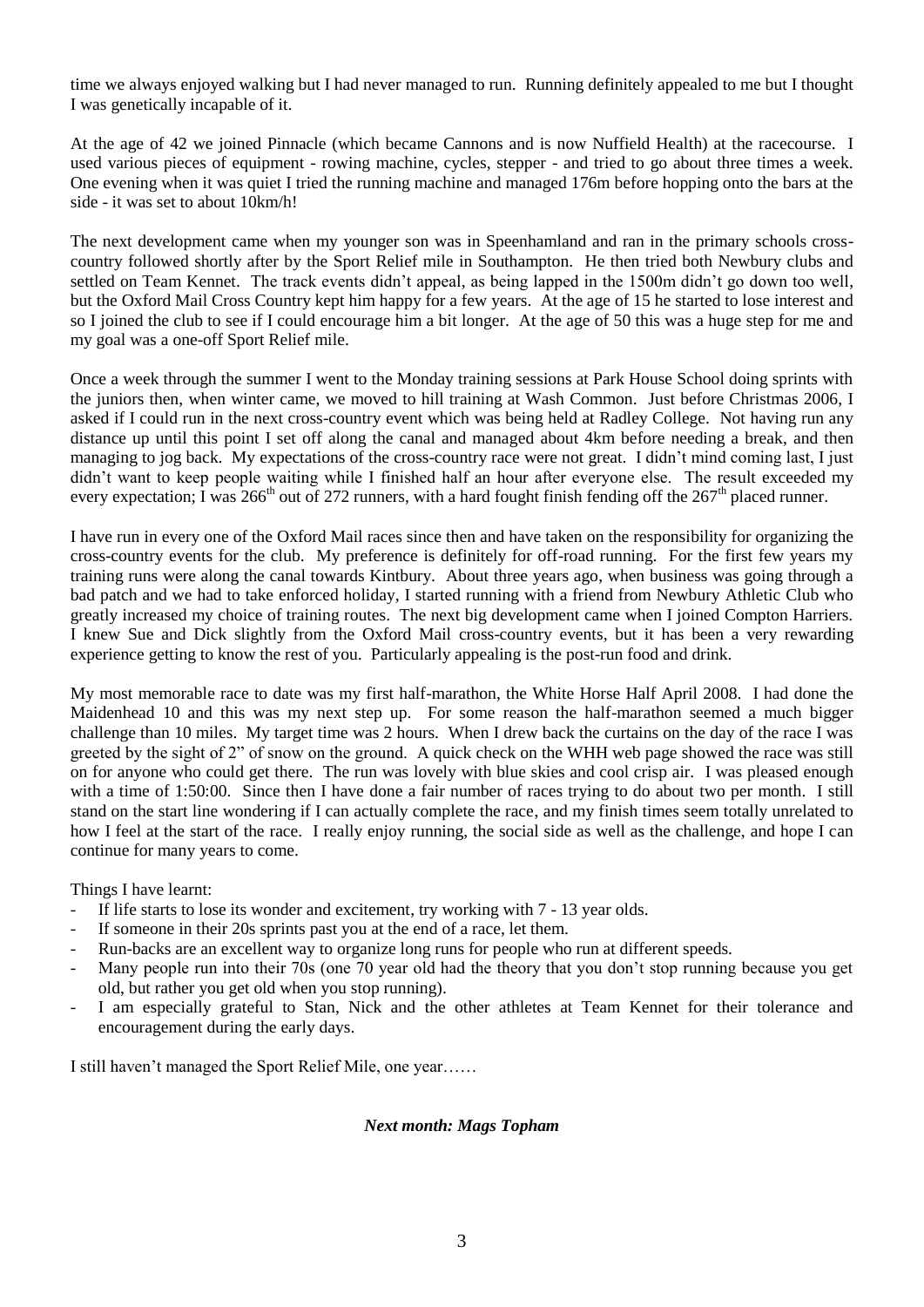time we always enjoyed walking but I had never managed to run. Running definitely appealed to me but I thought I was genetically incapable of it.

At the age of 42 we joined Pinnacle (which became Cannons and is now Nuffield Health) at the racecourse. I used various pieces of equipment - rowing machine, cycles, stepper - and tried to go about three times a week. One evening when it was quiet I tried the running machine and managed 176m before hopping onto the bars at the side - it was set to about 10km/h!

The next development came when my younger son was in Speenhamland and ran in the primary schools cross-country followed shortly after by the Sport Relief mile in Southampton. He then tried both Newbury clubs and settled on Team Kennet. The track events didn't appeal, as being lapped in the 1500m didn't go down too well, but the Oxford Mail Cross Country kept him happy for a few years. At the age of 15 he started to lose interest and so I joined the club to see if I could encourage him a bit longer. At the age of 50 this was a huge step for me and my goal was a one-off Sport Relief mile.

Once a week through the summer I went to the Monday training sessions at Park House School doing sprints with the juniors then, when winter came, we moved to hill training at Wash Common. Just before Christmas 2006, I asked if I could run in the next cross-country event which was being held at Radley College. Not having run any distance up until this point I set off along the canal and managed about 4km before needing a break, and then managing to jog back. My expectations of the cross-country race were not great. I didn't mind coming last, I just didn't want to keep people waiting while I finished half an hour after everyone else. The result exceeded my every expectation; I was 266th out of 272 runners, with a hard fought finish fending off the 267th placed runner.

I have run in every one of the Oxford Mail races since then and have taken on the responsibility for organizing the cross-country events for the club. My preference is definitely for off-road running. For the first few years my training runs were along the canal towards Kintbury. About three years ago, when business was going through a bad patch and we had to take enforced holiday, I started running with a friend from Newbury Athletic Club who greatly increased my choice of training routes. The next big development came when I joined Compton Harriers. I knew Sue and Dick slightly from the Oxford Mail cross-country events, but it has been a very rewarding experience getting to know the rest of you. Particularly appealing is the post-run food and drink.

My most memorable race to date was my first half-marathon, the White Horse Half April 2008. I had done the Maidenhead 10 and this was my next step up. For some reason the half-marathon seemed a much bigger challenge than 10 miles. My target time was 2 hours. When I drew back the curtains on the day of the race I was greeted by the sight of 2" of snow on the ground. A quick check on the WHH web page showed the race was still on for anyone who could get there. The run was lovely with blue skies and cool crisp air. I was pleased enough with a time of 1:50:00. Since then I have done a fair number of races trying to do about two per month. I still stand on the start line wondering if I can actually complete the race, and my finish times seem totally unrelated to how I feel at the start of the race. I really enjoy running, the social side as well as the challenge, and hope I can continue for many years to come.

Things I have learnt:

- If life starts to lose its wonder and excitement, try working with 7 - 13 year olds.
- If someone in their 20s sprints past you at the end of a race, let them.
- Run-backs are an excellent way to organize long runs for people who run at different speeds.
- Many people run into their 70s (one 70 year old had the theory that you don't stop running because you get old, but rather you get old when you stop running).
- I am especially grateful to Stan, Nick and the other athletes at Team Kennet for their tolerance and encouragement during the early days.

I still haven't managed the Sport Relief Mile, one year……

***Next month: Mags Topham***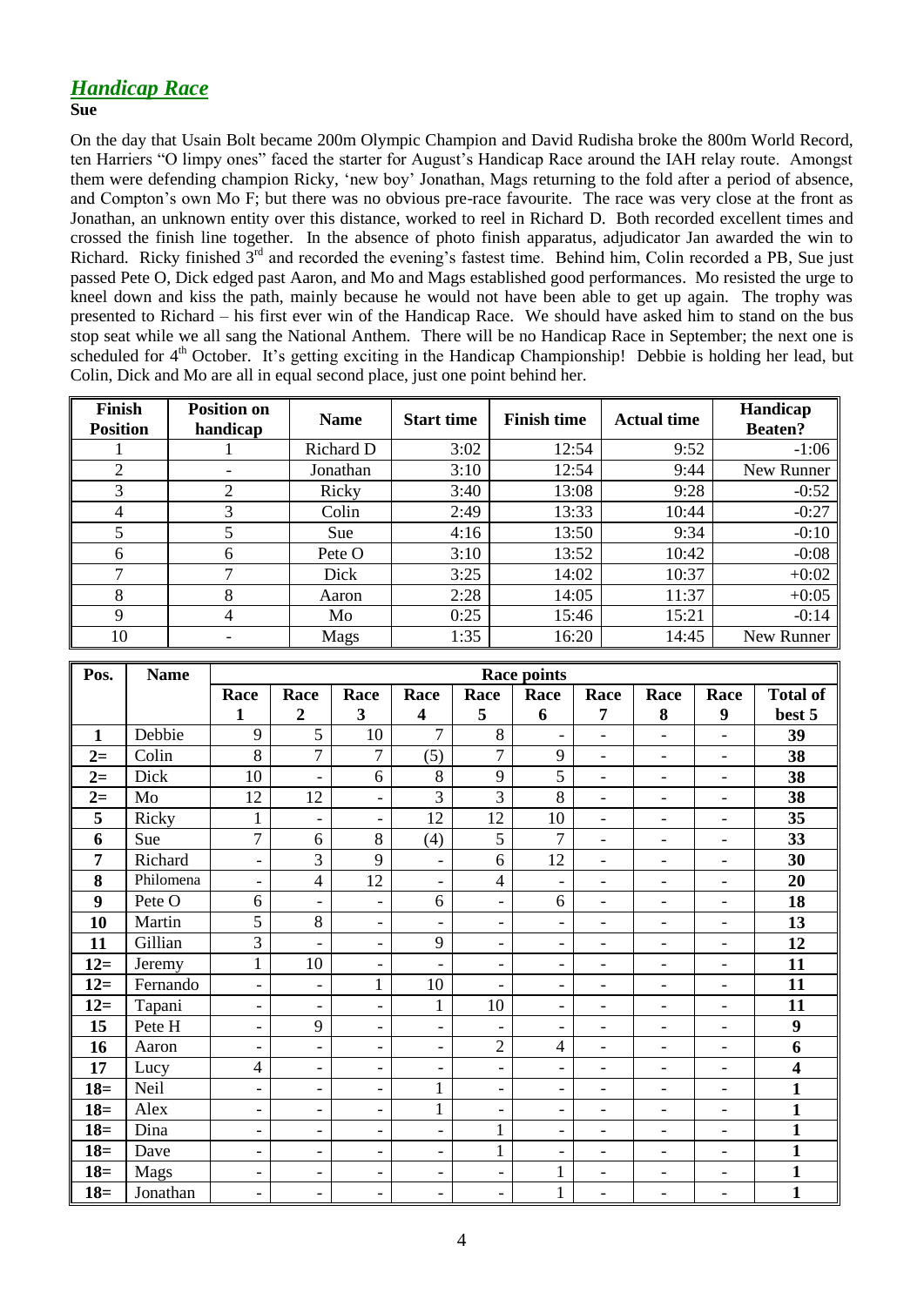## *Handicap Race*

**Sue**

On the day that Usain Bolt became 200m Olympic Champion and David Rudisha broke the 800m World Record, ten Harriers "O limpy ones" faced the starter for August's Handicap Race around the IAH relay route. Amongst them were defending champion Ricky, 'new boy' Jonathan, Mags returning to the fold after a period of absence, and Compton's own Mo F; but there was no obvious pre-race favourite. The race was very close at the front as Jonathan, an unknown entity over this distance, worked to reel in Richard D. Both recorded excellent times and crossed the finish line together. In the absence of photo finish apparatus, adjudicator Jan awarded the win to Richard. Ricky finished 3rd and recorded the evening's fastest time. Behind him, Colin recorded a PB, Sue just passed Pete O, Dick edged past Aaron, and Mo and Mags established good performances. Mo resisted the urge to kneel down and kiss the path, mainly because he would not have been able to get up again. The trophy was presented to Richard – his first ever win of the Handicap Race. We should have asked him to stand on the bus stop seat while we all sang the National Anthem. There will be no Handicap Race in September; the next one is scheduled for 4th October. It's getting exciting in the Handicap Championship! Debbie is holding her lead, but Colin, Dick and Mo are all in equal second place, just one point behind her.

| Finish Position | Position on handicap | Name | Start time | Finish time | Actual time | Handicap Beaten? |
|---|---|---|---|---|---|---|
| 1 | 1 | Richard D | 3:02 | 12:54 | 9:52 | -1:06 |
| 2 | - | Jonathan | 3:10 | 12:54 | 9:44 | New Runner |
| 3 | 2 | Ricky | 3:40 | 13:08 | 9:28 | -0:52 |
| 4 | 3 | Colin | 2:49 | 13:33 | 10:44 | -0:27 |
| 5 | 5 | Sue | 4:16 | 13:50 | 9:34 | -0:10 |
| 6 | 6 | Pete O | 3:10 | 13:52 | 10:42 | -0:08 |
| 7 | 7 | Dick | 3:25 | 14:02 | 10:37 | +0:02 |
| 8 | 8 | Aaron | 2:28 | 14:05 | 11:37 | +0:05 |
| 9 | 4 | Mo | 0:25 | 15:46 | 15:21 | -0:14 |
| 10 | - | Mags | 1:35 | 16:20 | 14:45 | New Runner |

| Pos. | Name | Race points | | | | | | | | | |
|---|---|---|---|---|---|---|---|---|---|---|---|
| | | Race 1 | Race 2 | Race 3 | Race 4 | Race 5 | Race 6 | Race 7 | Race 8 | Race 9 | Total of best 5 |
| **1** | Debbie | 9 | 5 | 10 | 7 | 8 | - | - | - | - | **39** |
| **2=** | Colin | 8 | 7 | 7 | (5) | 7 | 9 | - | - | - | **38** |
| **2=** | Dick | 10 | - | 6 | 8 | 9 | 5 | - | - | - | **38** |
| **2=** | Mo | 12 | 12 | - | 3 | 3 | 8 | - | - | - | **38** |
| **5** | Ricky | 1 | - | - | 12 | 12 | 10 | - | - | - | **35** |
| **6** | Sue | 7 | 6 | 8 | (4) | 5 | 7 | - | - | - | **33** |
| **7** | Richard | - | 3 | 9 | - | 6 | 12 | - | - | - | **30** |
| **8** | Philomena | - | 4 | 12 | - | 4 | - | - | - | - | **20** |
| **9** | Pete O | 6 | - | - | 6 | - | 6 | - | - | - | **18** |
| **10** | Martin | 5 | 8 | - | - | - | - | - | - | - | **13** |
| **11** | Gillian | 3 | - | - | 9 | - | - | - | - | - | **12** |
| **12=** | Jeremy | 1 | 10 | - | - | - | - | - | - | - | **11** |
| **12=** | Fernando | - | - | 1 | 10 | - | - | - | - | - | **11** |
| **12=** | Tapani | - | - | - | 1 | 10 | - | - | - | - | **11** |
| **15** | Pete H | - | 9 | - | - | - | - | - | - | - | **9** |
| **16** | Aaron | - | - | - | - | 2 | 4 | - | - | - | **6** |
| **17** | Lucy | 4 | - | - | - | - | - | - | - | - | **4** |
| **18=** | Neil | - | - | - | 1 | - | - | - | - | - | **1** |
| **18=** | Alex | - | - | - | 1 | - | - | - | - | - | **1** |
| **18=** | Dina | - | - | - | - | 1 | - | - | - | - | **1** |
| **18=** | Dave | - | - | - | - | 1 | - | - | - | - | **1** |
| **18=** | Mags | - | - | - | - | - | 1 | - | - | - | **1** |
| **18=** | Jonathan | - | - | - | - | - | 1 | - | - | - | **1** |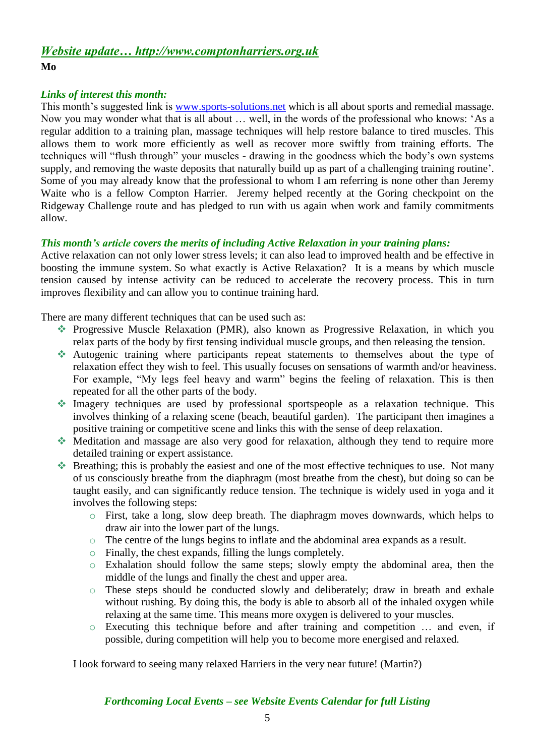## *Website update… http://www.comptonharriers.org.uk*

**Mo**

### *Links of interest this month:*

This month's suggested link is [www.sports-solutions.net](http://www.sports-solutions.net) which is all about sports and remedial massage. Now you may wonder what that is all about … well, in the words of the professional who knows: 'As a regular addition to a training plan, massage techniques will help restore balance to tired muscles. This allows them to work more efficiently as well as recover more swiftly from training efforts. The techniques will "flush through" your muscles - drawing in the goodness which the body's own systems supply, and removing the waste deposits that naturally build up as part of a challenging training routine'. Some of you may already know that the professional to whom I am referring is none other than Jeremy Waite who is a fellow Compton Harrier. Jeremy helped recently at the Goring checkpoint on the Ridgeway Challenge route and has pledged to run with us again when work and family commitments allow.

### *This month's article covers the merits of including Active Relaxation in your training plans:*

Active relaxation can not only lower stress levels; it can also lead to improved health and be effective in boosting the immune system. So what exactly is Active Relaxation? It is a means by which muscle tension caused by intense activity can be reduced to accelerate the recovery process. This in turn improves flexibility and can allow you to continue training hard.

There are many different techniques that can be used such as:

- Progressive Muscle Relaxation (PMR), also known as Progressive Relaxation, in which you relax parts of the body by first tensing individual muscle groups, and then releasing the tension.
- Autogenic training where participants repeat statements to themselves about the type of relaxation effect they wish to feel. This usually focuses on sensations of warmth and/or heaviness. For example, "My legs feel heavy and warm" begins the feeling of relaxation. This is then repeated for all the other parts of the body.
- Imagery techniques are used by professional sportspeople as a relaxation technique. This involves thinking of a relaxing scene (beach, beautiful garden). The participant then imagines a positive training or competitive scene and links this with the sense of deep relaxation.
- Meditation and massage are also very good for relaxation, although they tend to require more detailed training or expert assistance.
- Breathing; this is probably the easiest and one of the most effective techniques to use. Not many of us consciously breathe from the diaphragm (most breathe from the chest), but doing so can be taught easily, and can significantly reduce tension. The technique is widely used in yoga and it involves the following steps:
  - First, take a long, slow deep breath. The diaphragm moves downwards, which helps to draw air into the lower part of the lungs.
  - The centre of the lungs begins to inflate and the abdominal area expands as a result.
  - Finally, the chest expands, filling the lungs completely.
  - Exhalation should follow the same steps; slowly empty the abdominal area, then the middle of the lungs and finally the chest and upper area.
  - These steps should be conducted slowly and deliberately; draw in breath and exhale without rushing. By doing this, the body is able to absorb all of the inhaled oxygen while relaxing at the same time. This means more oxygen is delivered to your muscles.
  - Executing this technique before and after training and competition … and even, if possible, during competition will help you to become more energised and relaxed.

I look forward to seeing many relaxed Harriers in the very near future! (Martin?)

### *Forthcoming Local Events – see Website Events Calendar for full Listing*